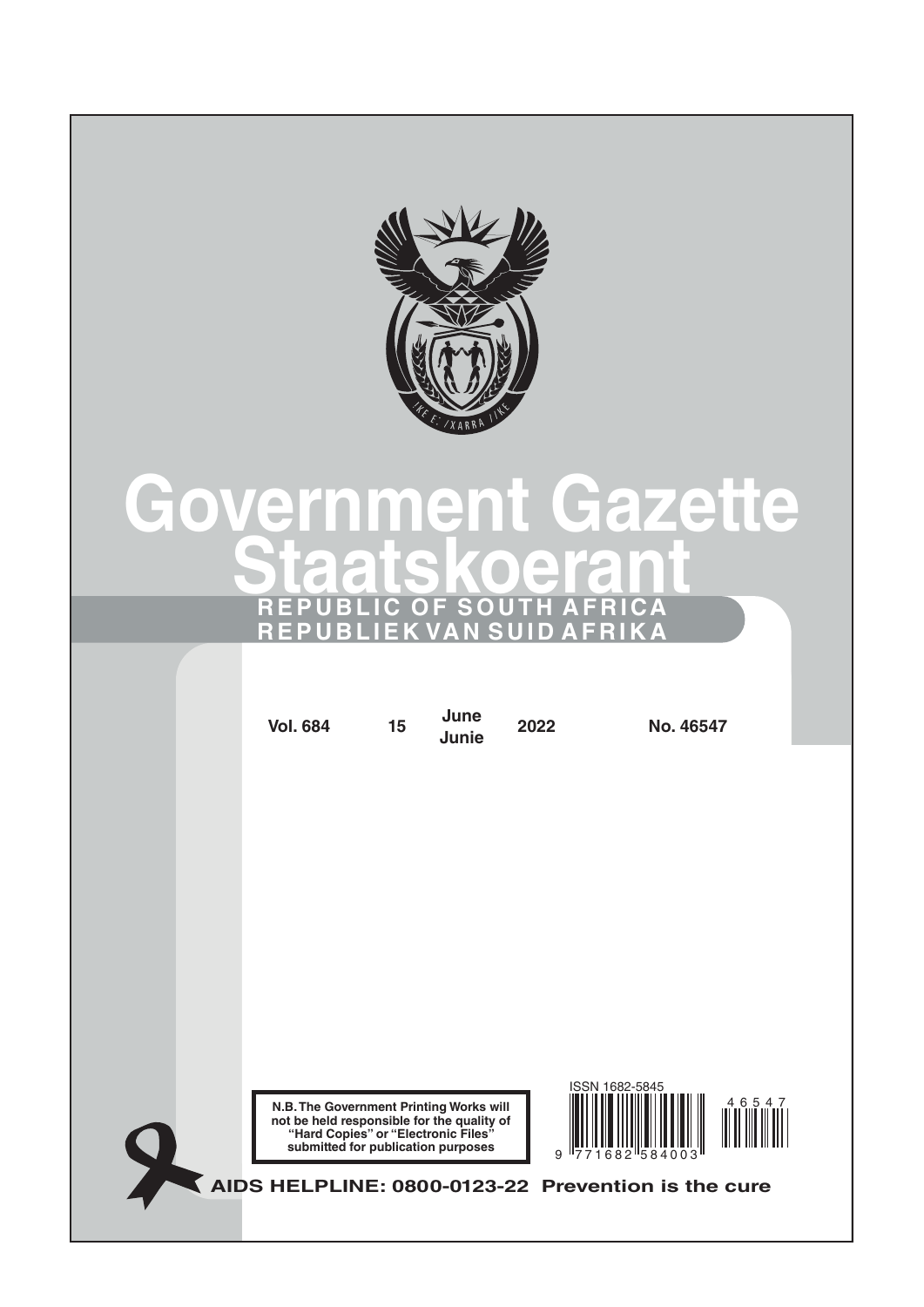# Government Gazette
# Staatskoerant

**REPUBLIC OF SOUTH AFRICA**
**REPUBLIEK VAN SUID AFRIKA**

| Vol. 684 | 15 | June / Junie | 2022 | No. 46547 |
|---|---|---|---|---|

**N.B. The Government Printing Works will not be held responsible for the quality of "Hard Copies" or "Electronic Files" submitted for publication purposes**

ISSN 1682-5845

9 771682 584003

46547

**AIDS HELPLINE: 0800-0123-22 Prevention is the cure**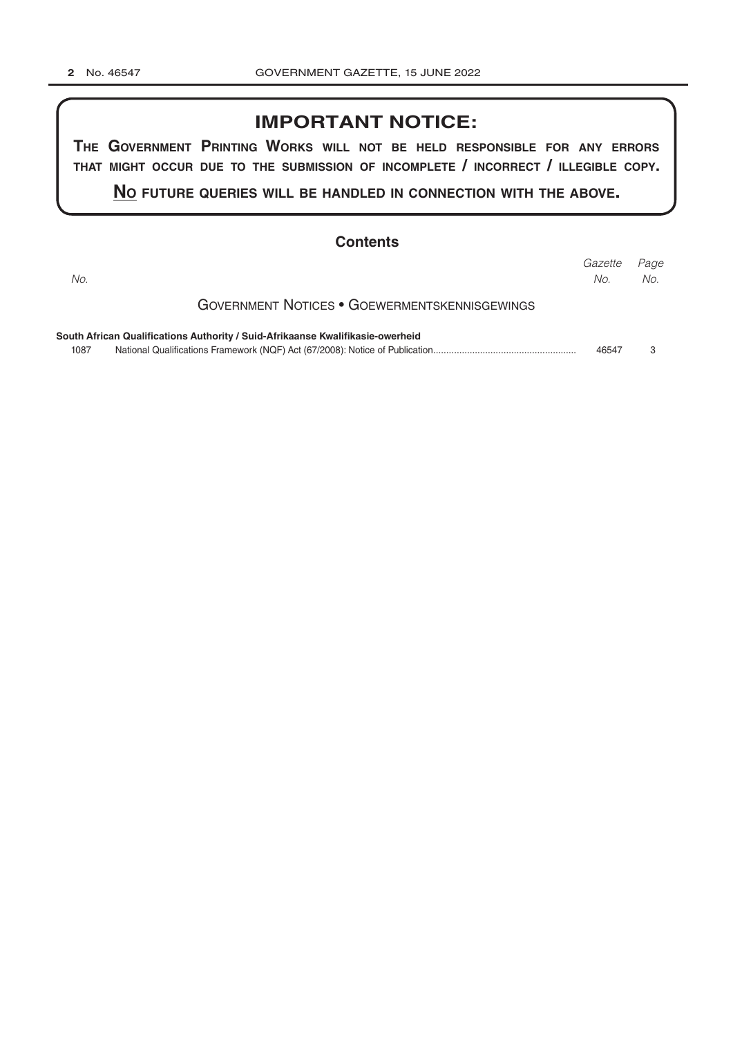## IMPORTANT NOTICE:

**THE GOVERNMENT PRINTING WORKS WILL NOT BE HELD RESPONSIBLE FOR ANY ERRORS THAT MIGHT OCCUR DUE TO THE SUBMISSION OF INCOMPLETE / INCORRECT / ILLEGIBLE COPY.**

**NO FUTURE QUERIES WILL BE HANDLED IN CONNECTION WITH THE ABOVE.**

## Contents

| *No.* | | *Gazette No.* | *Page No.* |
|---|---|---|---|
| | GOVERNMENT NOTICES • GOEWERMENTSKENNISGEWINGS | | |
| | **South African Qualifications Authority / Suid-Afrikaanse Kwalifikasie-owerheid** | | |
| 1087 | National Qualifications Framework (NQF) Act (67/2008): Notice of Publication | 46547 | 3 |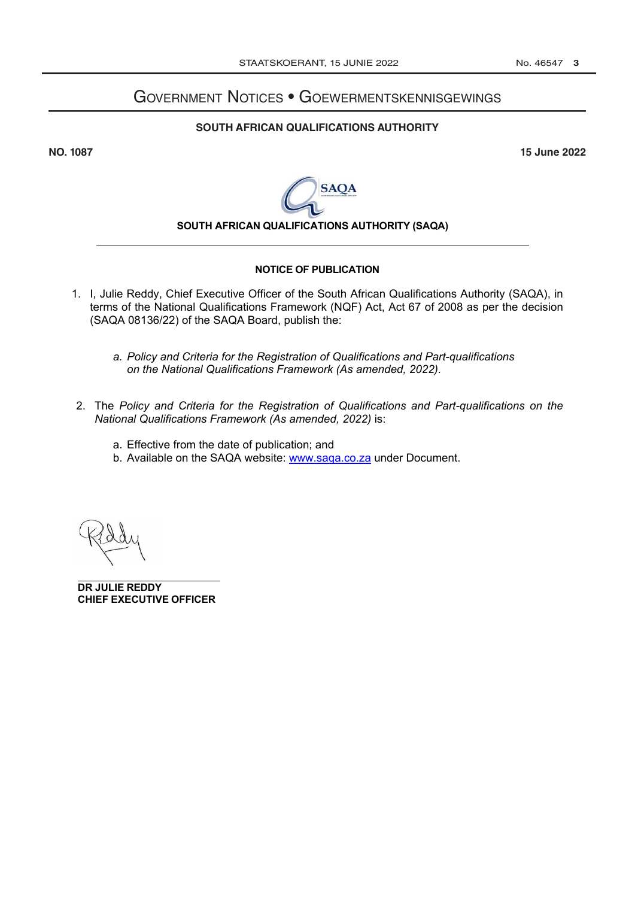# GOVERNMENT NOTICES • GOEWERMENTSKENNISGEWINGS

**SOUTH AFRICAN QUALIFICATIONS AUTHORITY**

**NO. 1087** **15 June 2022**

**SOUTH AFRICAN QUALIFICATIONS AUTHORITY (SAQA)**

---

**NOTICE OF PUBLICATION**

1. I, Julie Reddy, Chief Executive Officer of the South African Qualifications Authority (SAQA), in terms of the National Qualifications Framework (NQF) Act, Act 67 of 2008 as per the decision (SAQA 08136/22) of the SAQA Board, publish the:

   a. *Policy and Criteria for the Registration of Qualifications and Part-qualifications on the National Qualifications Framework (As amended, 2022).*

2. The *Policy and Criteria for the Registration of Qualifications and Part-qualifications on the National Qualifications Framework (As amended, 2022)* is:

   a. Effective from the date of publication; and
   b. Available on the SAQA website: www.saqa.co.za under Document.

**DR JULIE REDDY**
**CHIEF EXECUTIVE OFFICER**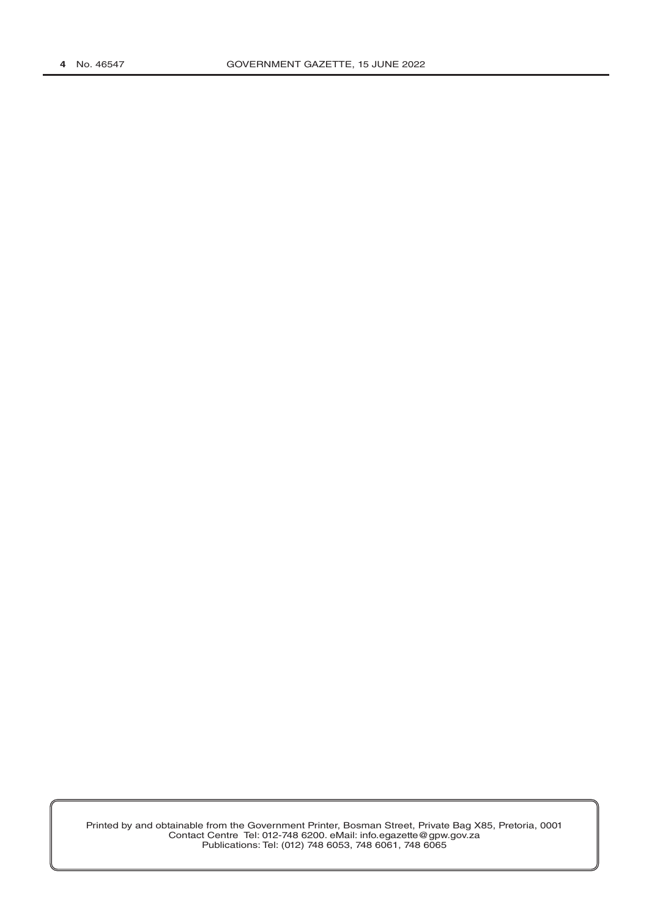Printed by and obtainable from the Government Printer, Bosman Street, Private Bag X85, Pretoria, 0001
Contact Centre Tel: 012-748 6200. eMail: info.egazette@gpw.gov.za
Publications: Tel: (012) 748 6053, 748 6061, 748 6065